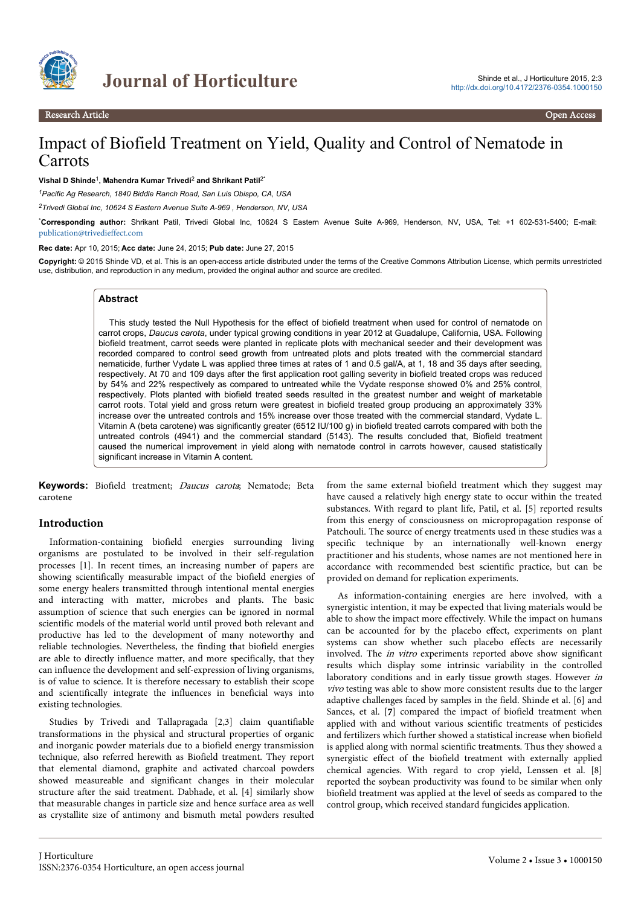Research Article Open Access

# Impact of Biofield Treatment on Yield, Quality and Control of Nematode in Carrots

**Vishal D Shinde**[1], **Mahendra Kumar Trivedi**[2] **and Shrikant Patil**[2*]

[1]*Pacific Ag Research, 1840 Biddle Ranch Road, San Luis Obispo, CA, USA*

[2]*Trivedi Global Inc, 10624 S Eastern Avenue Suite A-969 , Henderson, NV, USA*

[*]**Corresponding author:** Shrikant Patil, Trivedi Global Inc, 10624 S Eastern Avenue Suite A-969, Henderson, NV, USA, Tel: +1 602-531-5400; E-mail: publication@trivedieffect.com

**Rec date:** Apr 10, 2015; **Acc date:** June 24, 2015; **Pub date:** June 27, 2015

**Copyright:** © 2015 Shinde VD, et al. This is an open-access article distributed under the terms of the Creative Commons Attribution License, which permits unrestricted use, distribution, and reproduction in any medium, provided the original author and source are credited.

## Abstract

This study tested the Null Hypothesis for the effect of biofield treatment when used for control of nematode on carrot crops, *Daucus carota*, under typical growing conditions in year 2012 at Guadalupe, California, USA. Following biofield treatment, carrot seeds were planted in replicate plots with mechanical seeder and their development was recorded compared to control seed growth from untreated plots and plots treated with the commercial standard nematicide, further Vydate L was applied three times at rates of 1 and 0.5 gal/A, at 1, 18 and 35 days after seeding, respectively. At 70 and 109 days after the first application root galling severity in biofield treated crops was reduced by 54% and 22% respectively as compared to untreated while the Vydate response showed 0% and 25% control, respectively. Plots planted with biofield treated seeds resulted in the greatest number and weight of marketable carrot roots. Total yield and gross return were greatest in biofield treated group producing an approximately 33% increase over the untreated controls and 15% increase over those treated with the commercial standard, Vydate L. Vitamin A (beta carotene) was significantly greater (6512 IU/100 g) in biofield treated carrots compared with both the untreated controls (4941) and the commercial standard (5143). The results concluded that, Biofield treatment caused the numerical improvement in yield along with nematode control in carrots however, caused statistically significant increase in Vitamin A content.

**Keywords:** Biofield treatment; *Daucus carota*; Nematode; Beta carotene

## Introduction

Information-containing biofield energies surrounding living organisms are postulated to be involved in their self-regulation processes [1]. In recent times, an increasing number of papers are showing scientifically measurable impact of the biofield energies of some energy healers transmitted through intentional mental energies and interacting with matter, microbes and plants. The basic assumption of science that such energies can be ignored in normal scientific models of the material world until proved both relevant and productive has led to the development of many noteworthy and reliable technologies. Nevertheless, the finding that biofield energies are able to directly influence matter, and more specifically, that they can influence the development and self-expression of living organisms, is of value to science. It is therefore necessary to establish their scope and scientifically integrate the influences in beneficial ways into existing technologies.

Studies by Trivedi and Tallapragada [2,3] claim quantifiable transformations in the physical and structural properties of organic and inorganic powder materials due to a biofield energy transmission technique, also referred herewith as Biofield treatment. They report that elemental diamond, graphite and activated charcoal powders showed measureable and significant changes in their molecular structure after the said treatment. Dabhade, et al. [4] similarly show that measurable changes in particle size and hence surface area as well as crystallite size of antimony and bismuth metal powders resulted from the same external biofield treatment which they suggest may have caused a relatively high energy state to occur within the treated substances. With regard to plant life, Patil, et al. [5] reported results from this energy of consciousness on micropropagation response of Patchouli. The source of energy treatments used in these studies was a specific technique by an internationally well-known energy practitioner and his students, whose names are not mentioned here in accordance with recommended best scientific practice, but can be provided on demand for replication experiments.

As information-containing energies are here involved, with a synergistic intention, it may be expected that living materials would be able to show the impact more effectively. While the impact on humans can be accounted for by the placebo effect, experiments on plant systems can show whether such placebo effects are necessarily involved. The *in vitro* experiments reported above show significant results which display some intrinsic variability in the controlled laboratory conditions and in early tissue growth stages. However *in vivo* testing was able to show more consistent results due to the larger adaptive challenges faced by samples in the field. Shinde et al. [6] and Sances, et al. [7] compared the impact of biofield treatment when applied with and without various scientific treatments of pesticides and fertilizers which further showed a statistical increase when biofield is applied along with normal scientific treatments. Thus they showed a synergistic effect of the biofield treatment with externally applied chemical agencies. With regard to crop yield, Lenssen et al. [8] reported the soybean productivity was found to be similar when only biofield treatment was applied at the level of seeds as compared to the control group, which received standard fungicides application.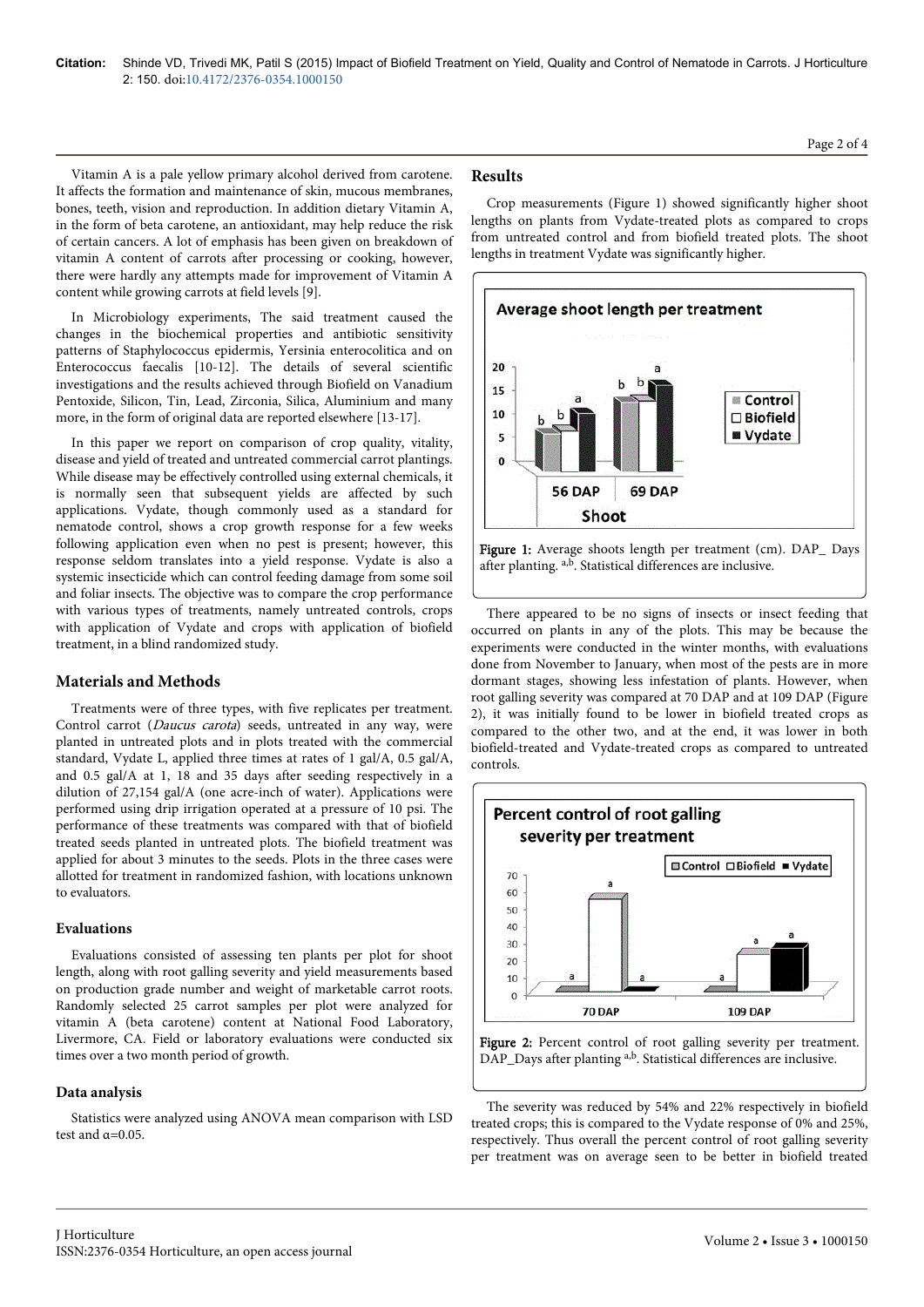Vitamin A is a pale yellow primary alcohol derived from carotene. It affects the formation and maintenance of skin, mucous membranes, bones, teeth, vision and reproduction. In addition dietary Vitamin A, in the form of beta carotene, an antioxidant, may help reduce the risk of certain cancers. A lot of emphasis has been given on breakdown of vitamin A content of carrots after processing or cooking, however, there were hardly any attempts made for improvement of Vitamin A content while growing carrots at field levels [9].

In Microbiology experiments, The said treatment caused the changes in the biochemical properties and antibiotic sensitivity patterns of Staphylococcus epidermis, Yersinia enterocolitica and on Enterococcus faecalis [10-12]. The details of several scientific investigations and the results achieved through Biofield on Vanadium Pentoxide, Silicon, Tin, Lead, Zirconia, Silica, Aluminium and many more, in the form of original data are reported elsewhere [13-17].

In this paper we report on comparison of crop quality, vitality, disease and yield of treated and untreated commercial carrot plantings. While disease may be effectively controlled using external chemicals, it is normally seen that subsequent yields are affected by such applications. Vydate, though commonly used as a standard for nematode control, shows a crop growth response for a few weeks following application even when no pest is present; however, this response seldom translates into a yield response. Vydate is also a systemic insecticide which can control feeding damage from some soil and foliar insects. The objective was to compare the crop performance with various types of treatments, namely untreated controls, crops with application of Vydate and crops with application of biofield treatment, in a blind randomized study.

## Materials and Methods

Treatments were of three types, with five replicates per treatment. Control carrot (*Daucus carota*) seeds, untreated in any way, were planted in untreated plots and in plots treated with the commercial standard, Vydate L, applied three times at rates of 1 gal/A, 0.5 gal/A, and 0.5 gal/A at 1, 18 and 35 days after seeding respectively in a dilution of 27,154 gal/A (one acre-inch of water). Applications were performed using drip irrigation operated at a pressure of 10 psi. The performance of these treatments was compared with that of biofield treated seeds planted in untreated plots. The biofield treatment was applied for about 3 minutes to the seeds. Plots in the three cases were allotted for treatment in randomized fashion, with locations unknown to evaluators.

### Evaluations

Evaluations consisted of assessing ten plants per plot for shoot length, along with root galling severity and yield measurements based on production grade number and weight of marketable carrot roots. Randomly selected 25 carrot samples per plot were analyzed for vitamin A (beta carotene) content at National Food Laboratory, Livermore, CA. Field or laboratory evaluations were conducted six times over a two month period of growth.

### Data analysis

Statistics were analyzed using ANOVA mean comparison with LSD test and $\alpha$=0.05.

## Results

Crop measurements (Figure 1) showed significantly higher shoot lengths on plants from Vydate-treated plots as compared to crops from untreated control and from biofield treated plots. The shoot lengths in treatment Vydate was significantly higher.

Figure 1: Average shoots length per treatment (cm). DAP_ Days after planting. [a,b]. Statistical differences are inclusive.

There appeared to be no signs of insects or insect feeding that occurred on plants in any of the plots. This may be because the experiments were conducted in the winter months, with evaluations done from November to January, when most of the pests are in more dormant stages, showing less infestation of plants. However, when root galling severity was compared at 70 DAP and at 109 DAP (Figure 2), it was initially found to be lower in biofield treated crops as compared to the other two, and at the end, it was lower in both biofield-treated and Vydate-treated crops as compared to untreated controls.

Figure 2: Percent control of root galling severity per treatment. DAP_Days after planting [a,b]. Statistical differences are inclusive.

The severity was reduced by 54% and 22% respectively in biofield treated crops; this is compared to the Vydate response of 0% and 25%, respectively. Thus overall the percent control of root galling severity per treatment was on average seen to be better in biofield treated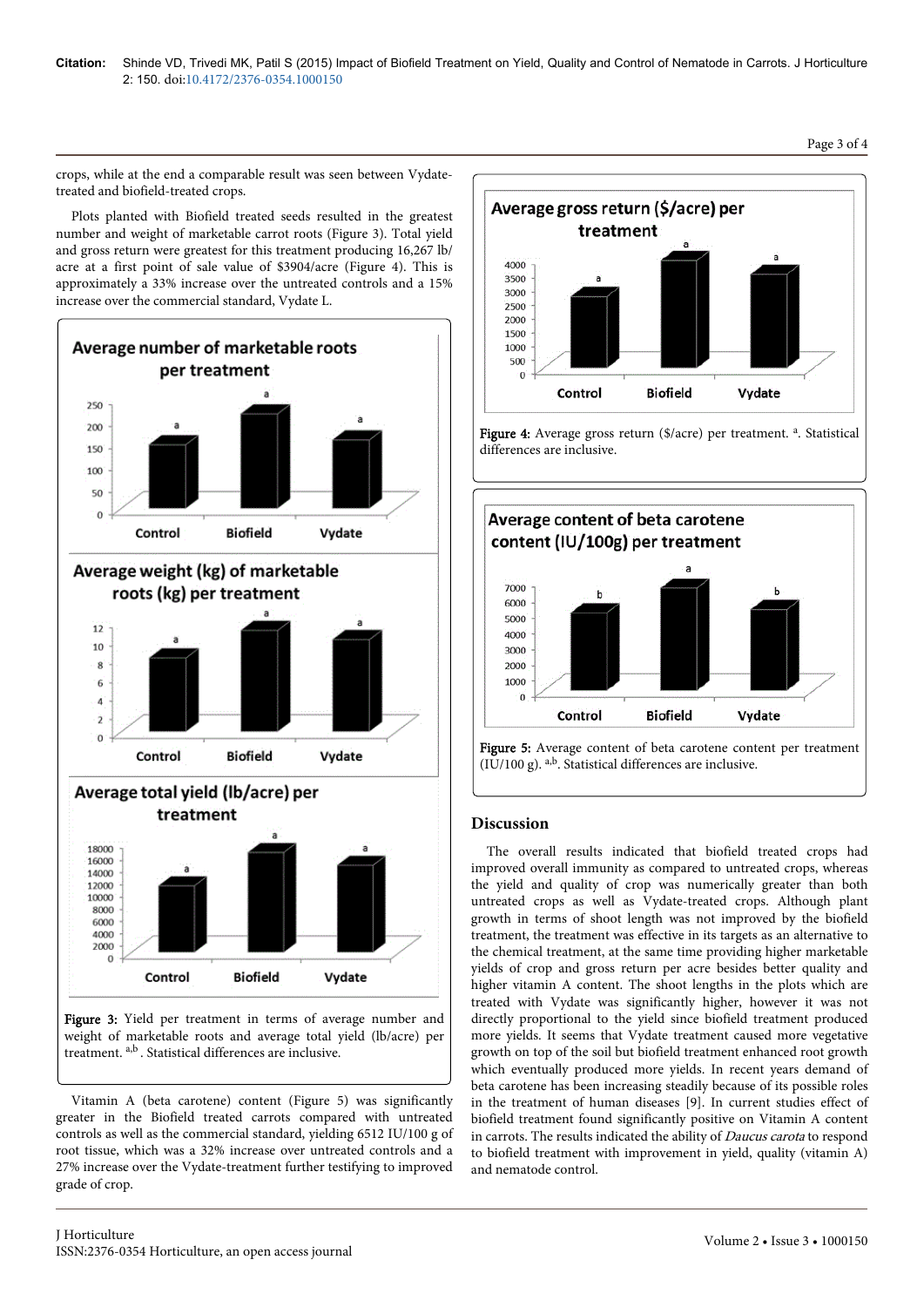crops, while at the end a comparable result was seen between Vydate-treated and biofield-treated crops.

Plots planted with Biofield treated seeds resulted in the greatest number and weight of marketable carrot roots (Figure 3). Total yield and gross return were greatest for this treatment producing 16,267 lb/acre at a first point of sale value of $3904/acre (Figure 4). This is approximately a 33% increase over the untreated controls and a 15% increase over the commercial standard, Vydate L.

Figure 3: Yield per treatment in terms of average number and weight of marketable roots and average total yield (lb/acre) per treatment. [a,b]. Statistical differences are inclusive.

Vitamin A (beta carotene) content (Figure 5) was significantly greater in the Biofield treated carrots compared with untreated controls as well as the commercial standard, yielding 6512 IU/100 g of root tissue, which was a 32% increase over untreated controls and a 27% increase over the Vydate-treatment further testifying to improved grade of crop.

Figure 4: Average gross return ($/acre) per treatment. [a]. Statistical differences are inclusive.

Figure 5: Average content of beta carotene content per treatment (IU/100 g). [a,b]. Statistical differences are inclusive.

## Discussion

The overall results indicated that biofield treated crops had improved overall immunity as compared to untreated crops, whereas the yield and quality of crop was numerically greater than both untreated crops as well as Vydate-treated crops. Although plant growth in terms of shoot length was not improved by the biofield treatment, the treatment was effective in its targets as an alternative to the chemical treatment, at the same time providing higher marketable yields of crop and gross return per acre besides better quality and higher vitamin A content. The shoot lengths in the plots which are treated with Vydate was significantly higher, however it was not directly proportional to the yield since biofield treatment produced more yields. It seems that Vydate treatment caused more vegetative growth on top of the soil but biofield treatment enhanced root growth which eventually produced more yields. In recent years demand of beta carotene has been increasing steadily because of its possible roles in the treatment of human diseases [9]. In current studies effect of biofield treatment found significantly positive on Vitamin A content in carrots. The results indicated the ability of *Daucus carota* to respond to biofield treatment with improvement in yield, quality (vitamin A) and nematode control.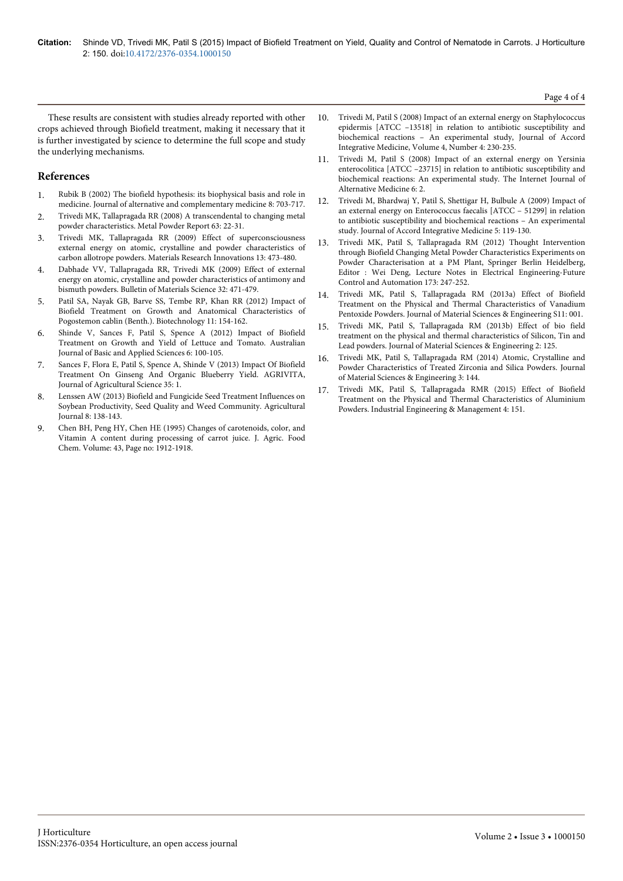These results are consistent with studies already reported with other crops achieved through Biofield treatment, making it necessary that it is further investigated by science to determine the full scope and study the underlying mechanisms.

## References

1. Rubik B (2002) The biofield hypothesis: its biophysical basis and role in medicine. Journal of alternative and complementary medicine 8: 703-717.
2. Trivedi MK, Tallapragada RR (2008) A transcendental to changing metal powder characteristics. Metal Powder Report 63: 22-31.
3. Trivedi MK, Tallapragada RR (2009) Effect of superconsciousness external energy on atomic, crystalline and powder characteristics of carbon allotrope powders. Materials Research Innovations 13: 473-480.
4. Dabhade VV, Tallapragada RR, Trivedi MK (2009) Effect of external energy on atomic, crystalline and powder characteristics of antimony and bismuth powders. Bulletin of Materials Science 32: 471-479.
5. Patil SA, Nayak GB, Barve SS, Tembe RP, Khan RR (2012) Impact of Biofield Treatment on Growth and Anatomical Characteristics of Pogostemon cablin (Benth.). Biotechnology 11: 154-162.
6. Shinde V, Sances F, Patil S, Spence A (2012) Impact of Biofield Treatment on Growth and Yield of Lettuce and Tomato. Australian Journal of Basic and Applied Sciences 6: 100-105.
7. Sances F, Flora E, Patil S, Spence A, Shinde V (2013) Impact Of Biofield Treatment On Ginseng And Organic Blueberry Yield. AGRIVITA, Journal of Agricultural Science 35: 1.
8. Lenssen AW (2013) Biofield and Fungicide Seed Treatment Influences on Soybean Productivity, Seed Quality and Weed Community. Agricultural Journal 8: 138-143.
9. Chen BH, Peng HY, Chen HE (1995) Changes of carotenoids, color, and Vitamin A content during processing of carrot juice. J. Agric. Food Chem. Volume: 43, Page no: 1912-1918.
10. Trivedi M, Patil S (2008) Impact of an external energy on Staphylococcus epidermis [ATCC –13518] in relation to antibiotic susceptibility and biochemical reactions – An experimental study, Journal of Accord Integrative Medicine, Volume 4, Number 4: 230-235.
11. Trivedi M, Patil S (2008) Impact of an external energy on Yersinia enterocolitica [ATCC –23715] in relation to antibiotic susceptibility and biochemical reactions: An experimental study. The Internet Journal of Alternative Medicine 6: 2.
12. Trivedi M, Bhardwaj Y, Patil S, Shettigar H, Bulbule A (2009) Impact of an external energy on Enterococcus faecalis [ATCC – 51299] in relation to antibiotic susceptibility and biochemical reactions – An experimental study. Journal of Accord Integrative Medicine 5: 119-130.
13. Trivedi MK, Patil S, Tallapragada RM (2012) Thought Intervention through Biofield Changing Metal Powder Characteristics Experiments on Powder Characterisation at a PM Plant, Springer Berlin Heidelberg, Editor : Wei Deng, Lecture Notes in Electrical Engineering-Future Control and Automation 173: 247-252.
14. Trivedi MK, Patil S, Tallapragada RM (2013a) Effect of Biofield Treatment on the Physical and Thermal Characteristics of Vanadium Pentoxide Powders. Journal of Material Sciences & Engineering S11: 001.
15. Trivedi MK, Patil S, Tallapragada RM (2013b) Effect of bio field treatment on the physical and thermal characteristics of Silicon, Tin and Lead powders. Journal of Material Sciences & Engineering 2: 125.
16. Trivedi MK, Patil S, Tallapragada RM (2014) Atomic, Crystalline and Powder Characteristics of Treated Zirconia and Silica Powders. Journal of Material Sciences & Engineering 3: 144.
17. Trivedi MK, Patil S, Tallapragada RMR (2015) Effect of Biofield Treatment on the Physical and Thermal Characteristics of Aluminium Powders. Industrial Engineering & Management 4: 151.